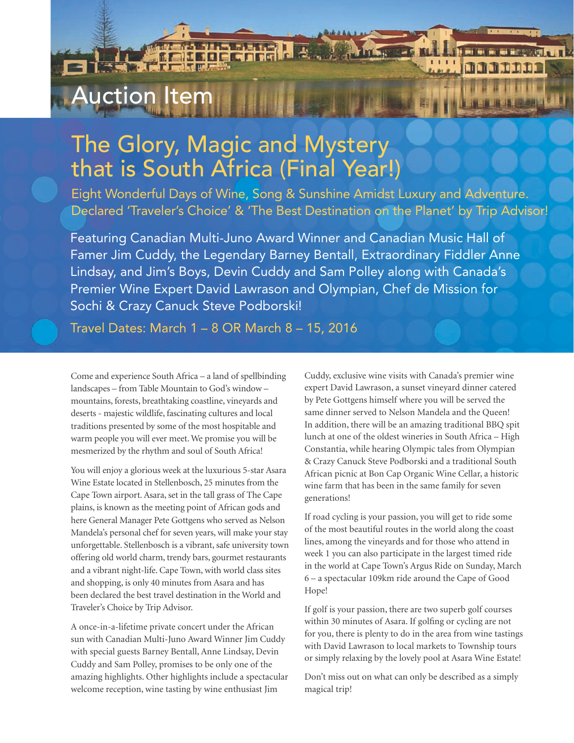# Auction Item

## The Glory, Magic and Mystery that is South Africa (Final Year!)

### Eight Wonderful Days of Wine, Song & Sunshine Amidst Luxury and Adventure. Declared 'Traveler's Choice' & 'The Best Destination on the Planet' by Trip Advisor!

Featuring Canadian Multi-Juno Award Winner and Canadian Music Hall of Famer Jim Cuddy, the Legendary Barney Bentall, Extraordinary Fiddler Anne Lindsay, and Jim's Boys, Devin Cuddy and Sam Polley along with Canada's Premier Wine Expert David Lawrason and Olympian, Chef de Mission for Sochi & Crazy Canuck Steve Podborski!

**Travel Dates: March 1 – 8 OR March 8 – 15, 2016**

Come and experience South Africa – a land of spellbinding landscapes – from Table Mountain to God's window – mountains, forests, breathtaking coastline, vineyards and deserts - majestic wildlife, fascinating cultures and local traditions presented by some of the most hospitable and warm people you will ever meet. We promise you will be mesmerized by the rhythm and soul of South Africa!

You will enjoy a glorious week at the luxurious 5-star Asara Wine Estate located in Stellenbosch, 25 minutes from the Cape Town airport. Asara, set in the tall grass of The Cape plains, is known as the meeting point of African gods and here General Manager Pete Gottgens who served as Nelson Mandela's personal chef for seven years, will make your stay unforgettable. Stellenbosch is a vibrant, safe university town offering old world charm, trendy bars, gourmet restaurants and a vibrant night-life. Cape Town, with world class sites and shopping, is only 40 minutes from Asara and has been declared the best travel destination in the World and Traveler's Choice by Trip Advisor.

A once-in-a-lifetime private concert under the African sun with Canadian Multi-Juno Award Winner Jim Cuddy with special guests Barney Bentall, Anne Lindsay, Devin Cuddy and Sam Polley, promises to be only one of the amazing highlights. Other highlights include a spectacular welcome reception, wine tasting by wine enthusiast Jim Cuddy, exclusive wine visits with Canada's premier wine expert David Lawrason, a sunset vineyard dinner catered by Pete Gottgens himself where you will be served the same dinner served to Nelson Mandela and the Queen! In addition, there will be an amazing traditional BBQ spit lunch at one of the oldest wineries in South Africa – High Constantia, while hearing Olympic tales from Olympian & Crazy Canuck Steve Podborski and a traditional South African picnic at Bon Cap Organic Wine Cellar, a historic wine farm that has been in the same family for seven generations!

If road cycling is your passion, you will get to ride some of the most beautiful routes in the world along the coast lines, among the vineyards and for those who attend in week 1 you can also participate in the largest timed ride in the world at Cape Town's Argus Ride on Sunday, March 6 – a spectacular 109km ride around the Cape of Good Hope!

If golf is your passion, there are two superb golf courses within 30 minutes of Asara. If golfing or cycling are not for you, there is plenty to do in the area from wine tastings with David Lawrason to local markets to Township tours or simply relaxing by the lovely pool at Asara Wine Estate!

Don't miss out on what can only be described as a simply magical trip!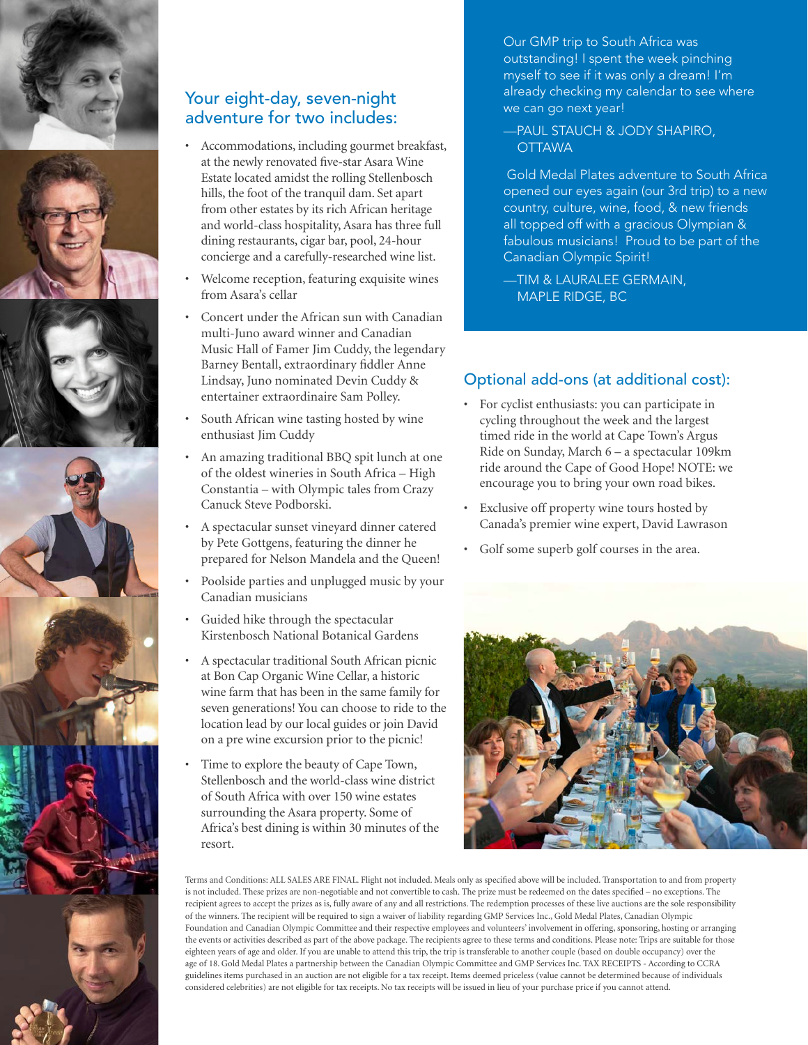## Your eight-day, seven-night adventure for two includes:

- Accommodations, including gourmet breakfast, at the newly renovated five-star Asara Wine Estate located amidst the rolling Stellenbosch hills, the foot of the tranquil dam. Set apart from other estates by its rich African heritage and world-class hospitality, Asara has three full dining restaurants, cigar bar, pool, 24-hour concierge and a carefully-researched wine list.
- Welcome reception, featuring exquisite wines from Asara's cellar
- Concert under the African sun with Canadian multi-Juno award winner and Canadian Music Hall of Famer Jim Cuddy, the legendary Barney Bentall, extraordinary fiddler Anne Lindsay, Juno nominated Devin Cuddy & entertainer extraordinaire Sam Polley.
- South African wine tasting hosted by wine enthusiast Jim Cuddy
- An amazing traditional BBQ spit lunch at one of the oldest wineries in South Africa – High Constantia – with Olympic tales from Crazy Canuck Steve Podborski.
- A spectacular sunset vineyard dinner catered by Pete Gottgens, featuring the dinner he prepared for Nelson Mandela and the Queen!
- Poolside parties and unplugged music by your Canadian musicians
- Guided hike through the spectacular Kirstenbosch National Botanical Gardens
- A spectacular traditional South African picnic at Bon Cap Organic Wine Cellar, a historic wine farm that has been in the same family for seven generations! You can choose to ride to the location lead by our local guides or join David on a pre wine excursion prior to the picnic!
- Time to explore the beauty of Cape Town, Stellenbosch and the world-class wine district of South Africa with over 150 wine estates surrounding the Asara property. Some of Africa's best dining is within 30 minutes of the resort.

Our GMP trip to South Africa was outstanding! I spent the week pinching myself to see if it was only a dream! I'm already checking my calendar to see where we can go next year!

—PAUL STAUCH & JODY SHAPIRO, OTTAWA

Gold Medal Plates adventure to South Africa opened our eyes again (our 3rd trip) to a new country, culture, wine, food, & new friends all topped off with a gracious Olympian & fabulous musicians! Proud to be part of the Canadian Olympic Spirit!

—TIM & LAURALEE GERMAIN, MAPLE RIDGE, BC

## Optional add-ons (at additional cost):

- For cyclist enthusiasts: you can participate in cycling throughout the week and the largest timed ride in the world at Cape Town's Argus Ride on Sunday, March 6 – a spectacular 109km ride around the Cape of Good Hope! NOTE: we encourage you to bring your own road bikes.
- Exclusive off property wine tours hosted by Canada's premier wine expert, David Lawrason
- Golf some superb golf courses in the area.

Terms and Conditions: ALL SALES ARE FINAL. Flight not included. Meals only as specified above will be included. Transportation to and from property is not included. These prizes are non-negotiable and not convertible to cash. The prize must be redeemed on the dates specified – no exceptions. The recipient agrees to accept the prizes as is, fully aware of any and all restrictions. The redemption processes of these live auctions are the sole responsibility of the winners. The recipient will be required to sign a waiver of liability regarding GMP Services Inc., Gold Medal Plates, Canadian Olympic Foundation and Canadian Olympic Committee and their respective employees and volunteers' involvement in offering, sponsoring, hosting or arranging the events or activities described as part of the above package. The recipients agree to these terms and conditions. Please note: Trips are suitable for those eighteen years of age and older. If you are unable to attend this trip, the trip is transferable to another couple (based on double occupancy) over the age of 18. Gold Medal Plates a partnership between the Canadian Olympic Committee and GMP Services Inc. TAX RECEIPTS - According to CCRA guidelines items purchased in an auction are not eligible for a tax receipt. Items deemed priceless (value cannot be determined because of individuals considered celebrities) are not eligible for tax receipts. No tax receipts will be issued in lieu of your purchase price if you cannot attend.